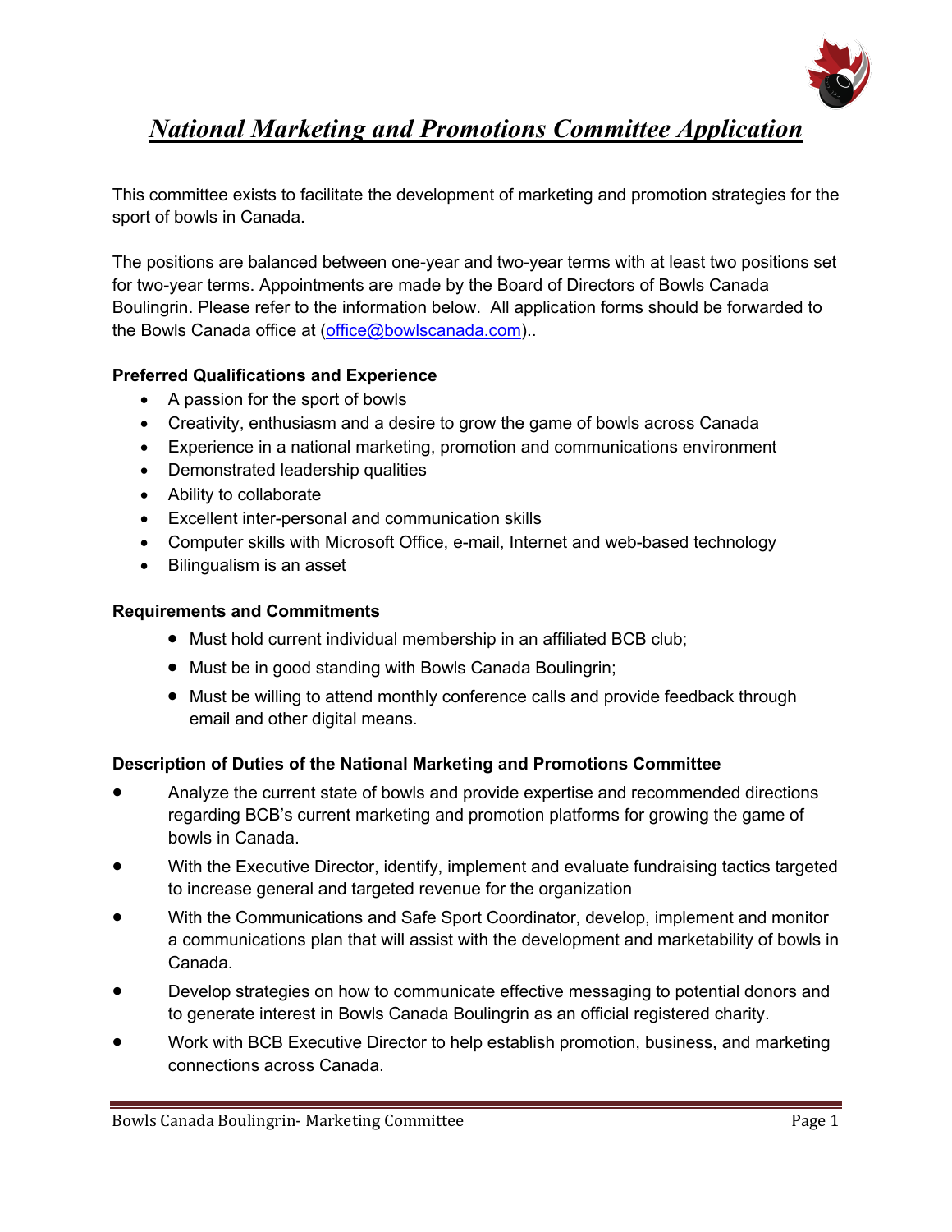# ***National Marketing and Promotions Committee Application***

This committee exists to facilitate the development of marketing and promotion strategies for the sport of bowls in Canada.

The positions are balanced between one-year and two-year terms with at least two positions set for two-year terms. Appointments are made by the Board of Directors of Bowls Canada Boulingrin. Please refer to the information below. All application forms should be forwarded to the Bowls Canada office at (office@bowlscanada.com)..

**Preferred Qualifications and Experience**

- A passion for the sport of bowls
- Creativity, enthusiasm and a desire to grow the game of bowls across Canada
- Experience in a national marketing, promotion and communications environment
- Demonstrated leadership qualities
- Ability to collaborate
- Excellent inter-personal and communication skills
- Computer skills with Microsoft Office, e-mail, Internet and web-based technology
- Bilingualism is an asset

**Requirements and Commitments**

- Must hold current individual membership in an affiliated BCB club;
- Must be in good standing with Bowls Canada Boulingrin;
- Must be willing to attend monthly conference calls and provide feedback through email and other digital means.

**Description of Duties of the National Marketing and Promotions Committee**

- Analyze the current state of bowls and provide expertise and recommended directions regarding BCB's current marketing and promotion platforms for growing the game of bowls in Canada.
- With the Executive Director, identify, implement and evaluate fundraising tactics targeted to increase general and targeted revenue for the organization
- With the Communications and Safe Sport Coordinator, develop, implement and monitor a communications plan that will assist with the development and marketability of bowls in Canada.
- Develop strategies on how to communicate effective messaging to potential donors and to generate interest in Bowls Canada Boulingrin as an official registered charity.
- Work with BCB Executive Director to help establish promotion, business, and marketing connections across Canada.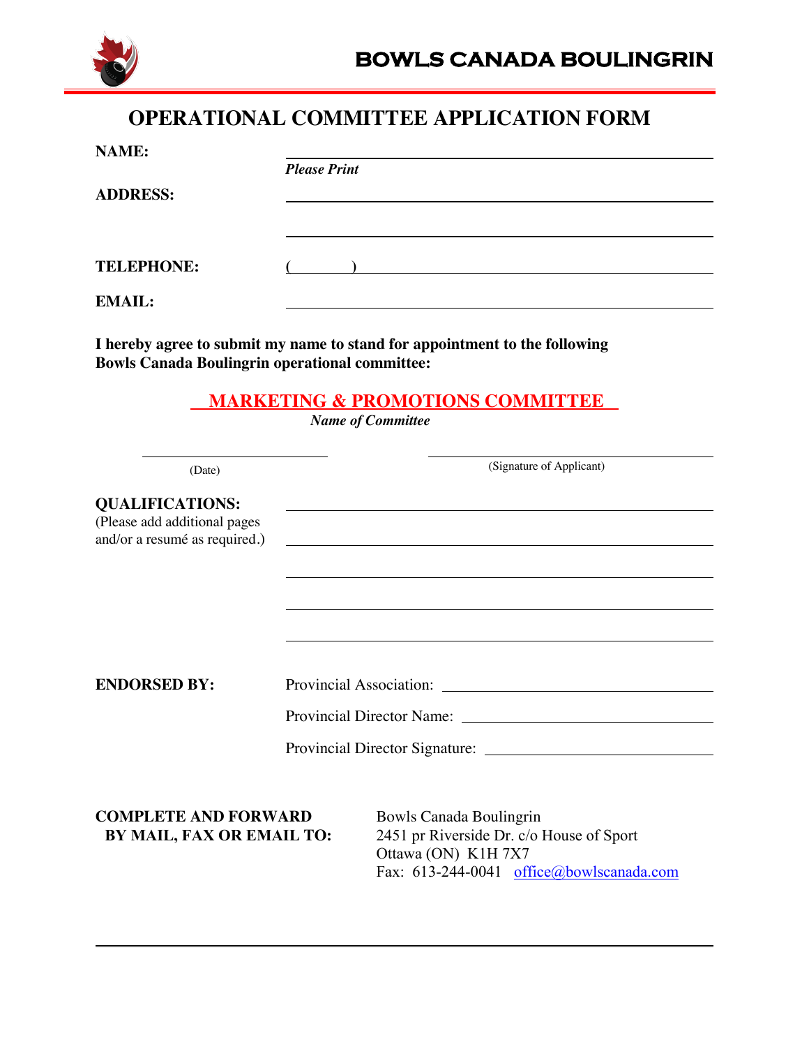**BOWLS CANADA BOULINGRIN**

# OPERATIONAL COMMITTEE APPLICATION FORM

**NAME:** ____________________________________________

*Please Print*

**ADDRESS:** ____________________________________________

____________________________________________

**TELEPHONE:** (        ) ____________________________________________

**EMAIL:** ____________________________________________

**I hereby agree to submit my name to stand for appointment to the following Bowls Canada Boulingrin operational committee:**

**MARKETING & PROMOTIONS COMMITTEE**

*Name of Committee*

______________________ (Date)

______________________ (Signature of Applicant)

**QUALIFICATIONS:** ____________________________________________

(Please add additional pages and/or a resumé as required.)

____________________________________________

____________________________________________

____________________________________________

____________________________________________

**ENDORSED BY:**

Provincial Association: ______________________

Provincial Director Name: ______________________

Provincial Director Signature: ______________________

**COMPLETE AND FORWARD BY MAIL, FAX OR EMAIL TO:**

Bowls Canada Boulingrin
2451 pr Riverside Dr. c/o House of Sport
Ottawa (ON) K1H 7X7
Fax: 613-244-0041 office@bowlscanada.com